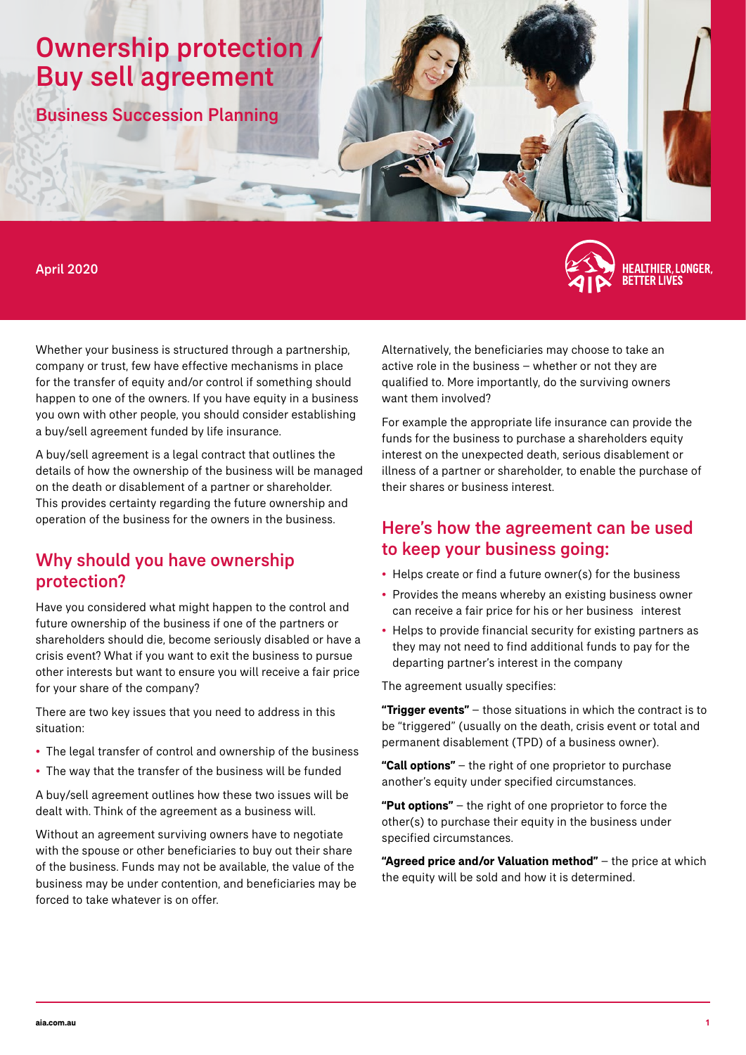# Ownership protection / Buy sell agreement

## Business Succession Planning

April 2020

HEALTHIER, LONGER, BETTER LIVES

Whether your business is structured through a partnership, company or trust, few have effective mechanisms in place for the transfer of equity and/or control if something should happen to one of the owners. If you have equity in a business you own with other people, you should consider establishing a buy/sell agreement funded by life insurance.

A buy/sell agreement is a legal contract that outlines the details of how the ownership of the business will be managed on the death or disablement of a partner or shareholder. This provides certainty regarding the future ownership and operation of the business for the owners in the business.

## Why should you have ownership protection?

Have you considered what might happen to the control and future ownership of the business if one of the partners or shareholders should die, become seriously disabled or have a crisis event? What if you want to exit the business to pursue other interests but want to ensure you will receive a fair price for your share of the company?

There are two key issues that you need to address in this situation:

- The legal transfer of control and ownership of the business
- The way that the transfer of the business will be funded

A buy/sell agreement outlines how these two issues will be dealt with. Think of the agreement as a business will.

Without an agreement surviving owners have to negotiate with the spouse or other beneficiaries to buy out their share of the business. Funds may not be available, the value of the business may be under contention, and beneficiaries may be forced to take whatever is on offer.

Alternatively, the beneficiaries may choose to take an active role in the business – whether or not they are qualified to. More importantly, do the surviving owners want them involved?

For example the appropriate life insurance can provide the funds for the business to purchase a shareholders equity interest on the unexpected death, serious disablement or illness of a partner or shareholder, to enable the purchase of their shares or business interest.

## Here's how the agreement can be used to keep your business going:

- Helps create or find a future owner(s) for the business
- Provides the means whereby an existing business owner can receive a fair price for his or her business interest
- Helps to provide financial security for existing partners as they may not need to find additional funds to pay for the departing partner's interest in the company

The agreement usually specifies:

**"Trigger events"** – those situations in which the contract is to be "triggered" (usually on the death, crisis event or total and permanent disablement (TPD) of a business owner).

**"Call options"** – the right of one proprietor to purchase another's equity under specified circumstances.

**"Put options"** – the right of one proprietor to force the other(s) to purchase their equity in the business under specified circumstances.

**"Agreed price and/or Valuation method"** – the price at which the equity will be sold and how it is determined.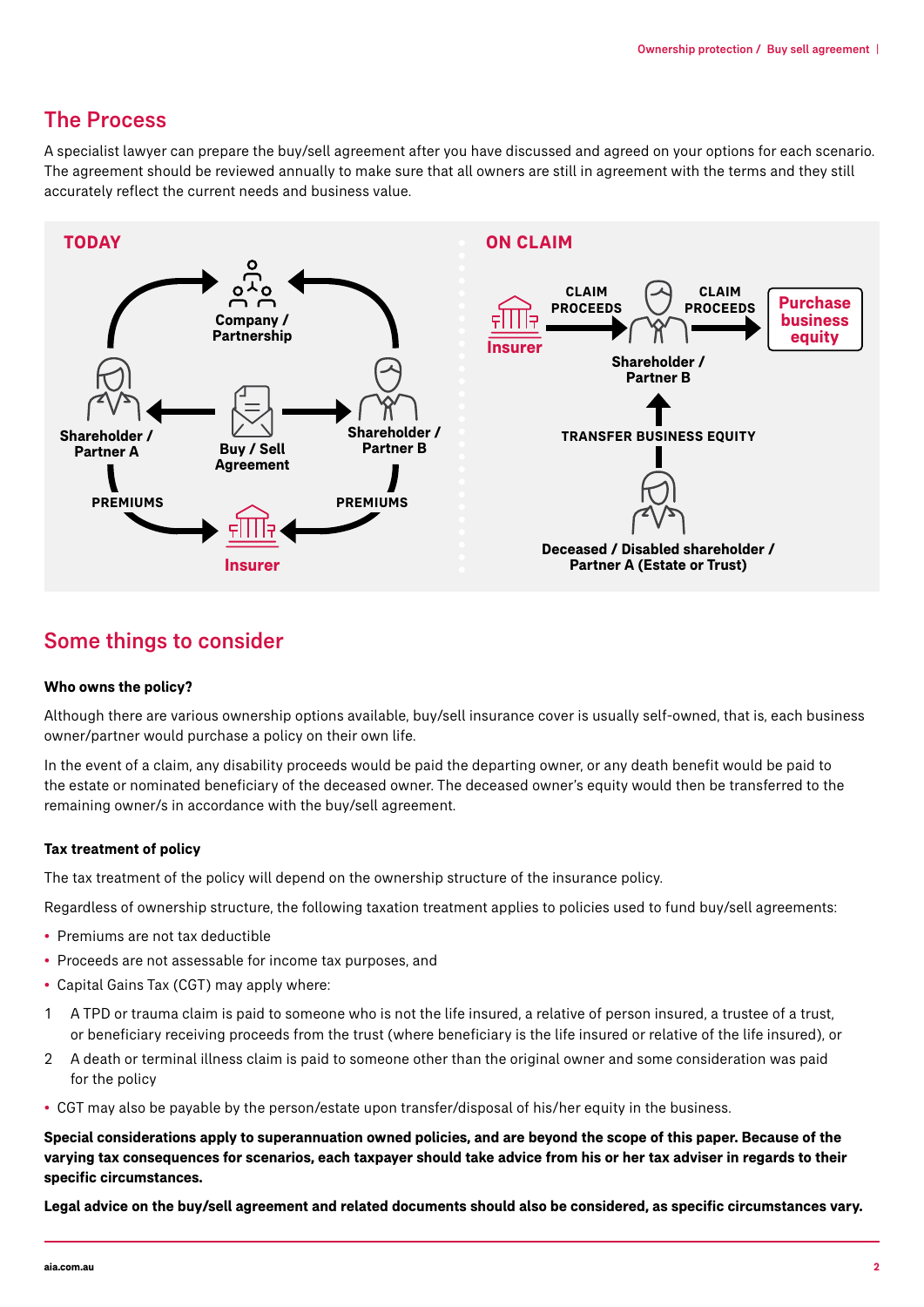## The Process

A specialist lawyer can prepare the buy/sell agreement after you have discussed and agreed on your options for each scenario. The agreement should be reviewed annually to make sure that all owners are still in agreement with the terms and they still accurately reflect the current needs and business value.

**TODAY**

Company / Partnership

Shareholder / Partner A

Buy / Sell Agreement

Shareholder / Partner B

PREMIUMS

PREMIUMS

Insurer

**ON CLAIM**

Insurer

CLAIM PROCEEDS

Shareholder / Partner B

CLAIM PROCEEDS

Purchase business equity

TRANSFER BUSINESS EQUITY

Deceased / Disabled shareholder / Partner A (Estate or Trust)

## Some things to consider

**Who owns the policy?**

Although there are various ownership options available, buy/sell insurance cover is usually self-owned, that is, each business owner/partner would purchase a policy on their own life.

In the event of a claim, any disability proceeds would be paid the departing owner, or any death benefit would be paid to the estate or nominated beneficiary of the deceased owner. The deceased owner's equity would then be transferred to the remaining owner/s in accordance with the buy/sell agreement.

**Tax treatment of policy**

The tax treatment of the policy will depend on the ownership structure of the insurance policy.

Regardless of ownership structure, the following taxation treatment applies to policies used to fund buy/sell agreements:

- Premiums are not tax deductible
- Proceeds are not assessable for income tax purposes, and
- Capital Gains Tax (CGT) may apply where:

1. A TPD or trauma claim is paid to someone who is not the life insured, a relative of person insured, a trustee of a trust, or beneficiary receiving proceeds from the trust (where beneficiary is the life insured or relative of the life insured), or
2. A death or terminal illness claim is paid to someone other than the original owner and some consideration was paid for the policy

- CGT may also be payable by the person/estate upon transfer/disposal of his/her equity in the business.

**Special considerations apply to superannuation owned policies, and are beyond the scope of this paper. Because of the varying tax consequences for scenarios, each taxpayer should take advice from his or her tax adviser in regards to their specific circumstances.**

**Legal advice on the buy/sell agreement and related documents should also be considered, as specific circumstances vary.**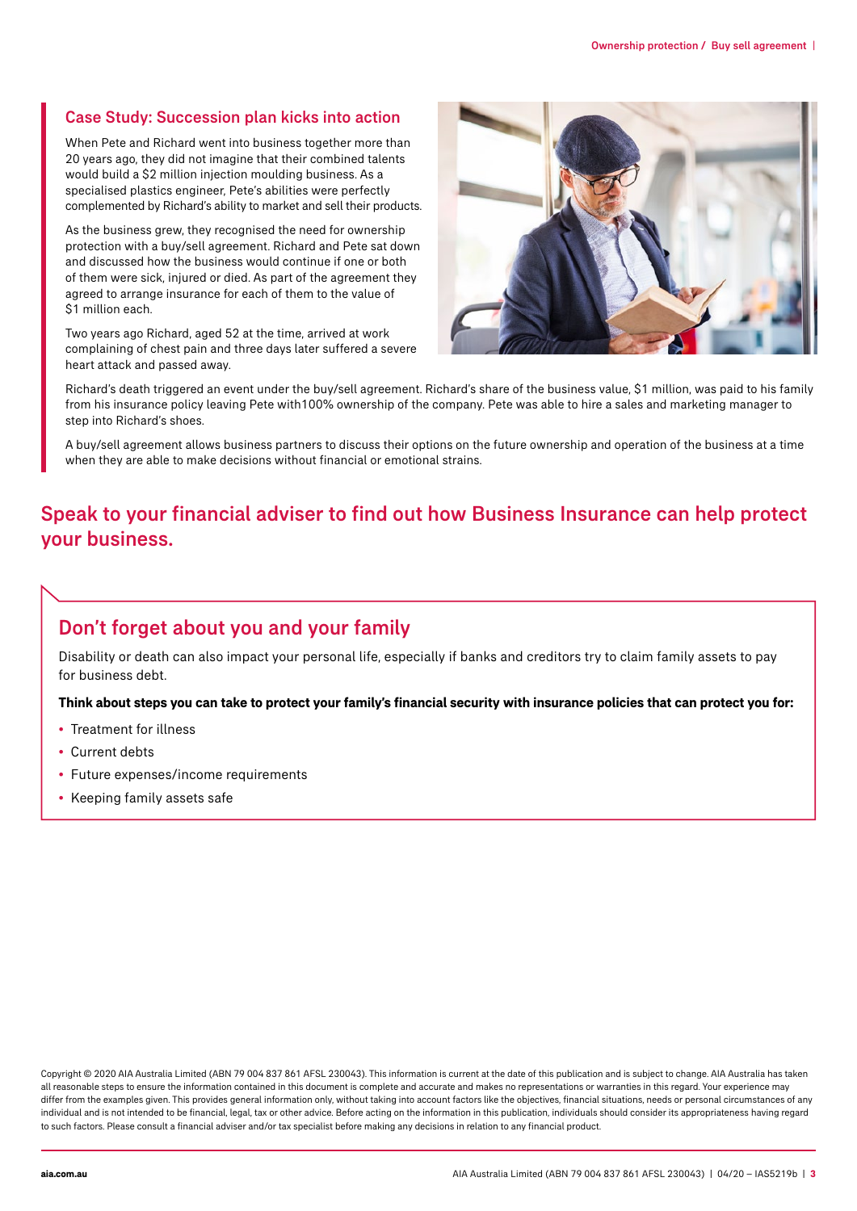## Case Study: Succession plan kicks into action

When Pete and Richard went into business together more than 20 years ago, they did not imagine that their combined talents would build a $2 million injection moulding business. As a specialised plastics engineer, Pete's abilities were perfectly complemented by Richard's ability to market and sell their products.

As the business grew, they recognised the need for ownership protection with a buy/sell agreement. Richard and Pete sat down and discussed how the business would continue if one or both of them were sick, injured or died. As part of the agreement they agreed to arrange insurance for each of them to the value of $1 million each.

Two years ago Richard, aged 52 at the time, arrived at work complaining of chest pain and three days later suffered a severe heart attack and passed away.

Richard's death triggered an event under the buy/sell agreement. Richard's share of the business value, $1 million, was paid to his family from his insurance policy leaving Pete with100% ownership of the company. Pete was able to hire a sales and marketing manager to step into Richard's shoes.

A buy/sell agreement allows business partners to discuss their options on the future ownership and operation of the business at a time when they are able to make decisions without financial or emotional strains.

## Speak to your financial adviser to find out how Business Insurance can help protect your business.

## Don't forget about you and your family

Disability or death can also impact your personal life, especially if banks and creditors try to claim family assets to pay for business debt.

**Think about steps you can take to protect your family's financial security with insurance policies that can protect you for:**

- Treatment for illness
- Current debts
- Future expenses/income requirements
- Keeping family assets safe

Copyright © 2020 AIA Australia Limited (ABN 79 004 837 861 AFSL 230043). This information is current at the date of this publication and is subject to change. AIA Australia has taken all reasonable steps to ensure the information contained in this document is complete and accurate and makes no representations or warranties in this regard. Your experience may differ from the examples given. This provides general information only, without taking into account factors like the objectives, financial situations, needs or personal circumstances of any individual and is not intended to be financial, legal, tax or other advice. Before acting on the information in this publication, individuals should consider its appropriateness having regard to such factors. Please consult a financial adviser and/or tax specialist before making any decisions in relation to any financial product.

aia.com.au

AIA Australia Limited (ABN 79 004 837 861 AFSL 230043) | 04/20 – IAS5219b